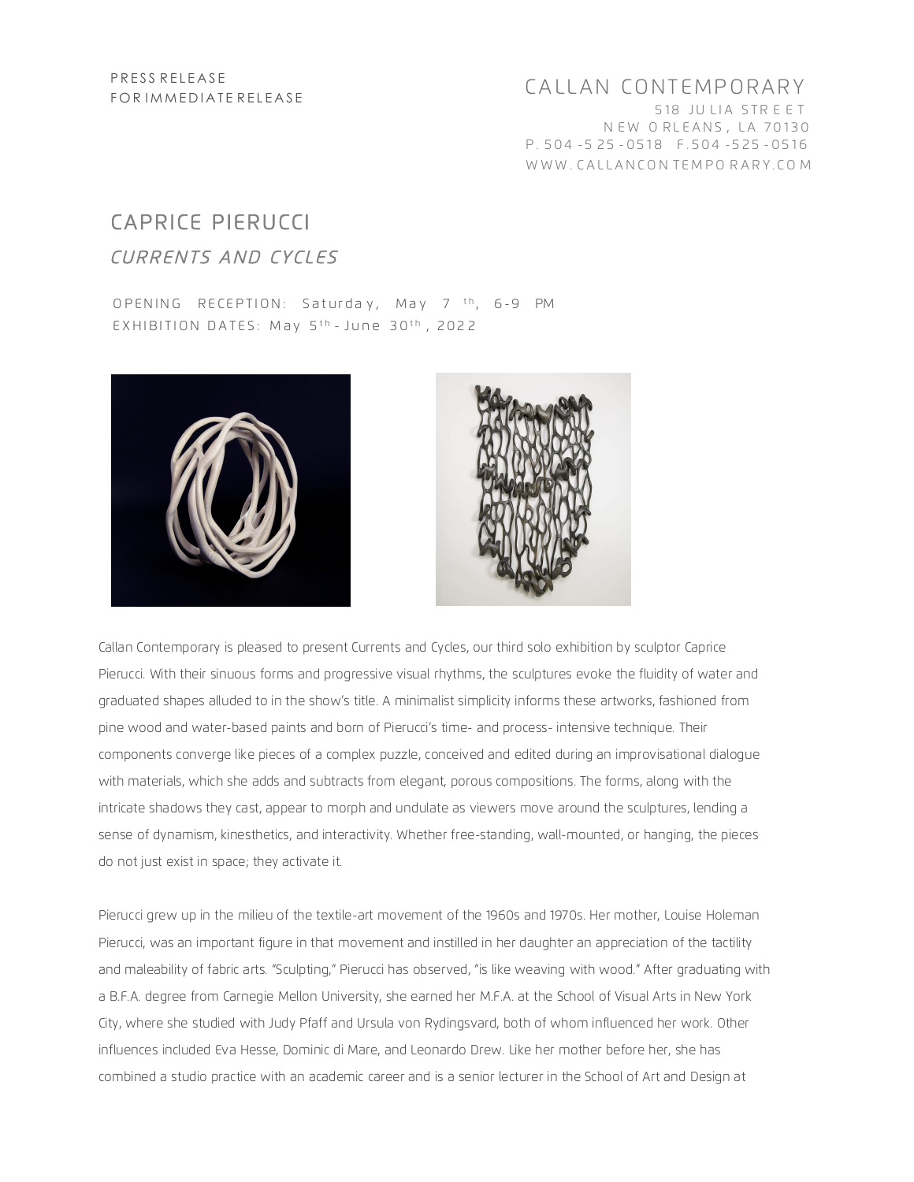PRESS RELEASE
FOR IMMEDIATE RELEASE

CALLAN CONTEMPORARY
518 JULIA STREET
NEW ORLEANS, LA 70130
P. 504-525-0518 F. 504-525-0516
WWW.CALLANCONTEMPORARY.COM

# CAPRICE PIERUCCI

## *CURRENTS AND CYCLES*

OPENING RECEPTION: Saturday, May 7th, 6-9 PM
EXHIBITION DATES: May 5th - June 30th, 2022

Callan Contemporary is pleased to present Currents and Cycles, our third solo exhibition by sculptor Caprice Pierucci. With their sinuous forms and progressive visual rhythms, the sculptures evoke the fluidity of water and graduated shapes alluded to in the show's title. A minimalist simplicity informs these artworks, fashioned from pine wood and water-based paints and born of Pierucci's time- and process- intensive technique. Their components converge like pieces of a complex puzzle, conceived and edited during an improvisational dialogue with materials, which she adds and subtracts from elegant, porous compositions. The forms, along with the intricate shadows they cast, appear to morph and undulate as viewers move around the sculptures, lending a sense of dynamism, kinesthetics, and interactivity. Whether free-standing, wall-mounted, or hanging, the pieces do not just exist in space; they activate it.

Pierucci grew up in the milieu of the textile-art movement of the 1960s and 1970s. Her mother, Louise Holeman Pierucci, was an important figure in that movement and instilled in her daughter an appreciation of the tactility and maleability of fabric arts. "Sculpting," Pierucci has observed, "is like weaving with wood." After graduating with a B.F.A. degree from Carnegie Mellon University, she earned her M.F.A. at the School of Visual Arts in New York City, where she studied with Judy Pfaff and Ursula von Rydingsvard, both of whom influenced her work. Other influences included Eva Hesse, Dominic di Mare, and Leonardo Drew. Like her mother before her, she has combined a studio practice with an academic career and is a senior lecturer in the School of Art and Design at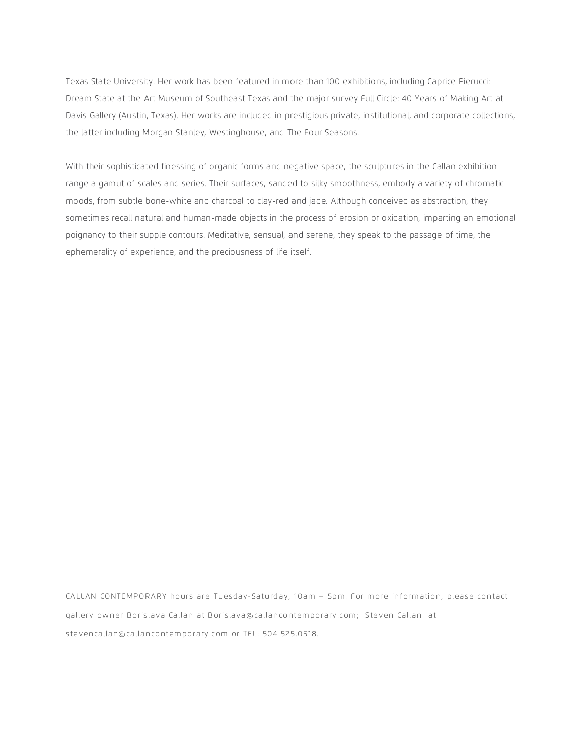Texas State University. Her work has been featured in more than 100 exhibitions, including Caprice Pierucci: Dream State at the Art Museum of Southeast Texas and the major survey Full Circle: 40 Years of Making Art at Davis Gallery (Austin, Texas). Her works are included in prestigious private, institutional, and corporate collections, the latter including Morgan Stanley, Westinghouse, and The Four Seasons.

With their sophisticated finessing of organic forms and negative space, the sculptures in the Callan exhibition range a gamut of scales and series. Their surfaces, sanded to silky smoothness, embody a variety of chromatic moods, from subtle bone-white and charcoal to clay-red and jade. Although conceived as abstraction, they sometimes recall natural and human-made objects in the process of erosion or oxidation, imparting an emotional poignancy to their supple contours. Meditative, sensual, and serene, they speak to the passage of time, the ephemerality of experience, and the preciousness of life itself.

CALLAN CONTEMPORARY hours are Tuesday-Saturday, 10am – 5pm. For more information, please contact gallery owner Borislava Callan at Borislava@callancontemporary.com; Steven Callan at stevencallan@callancontemporary.com or TEL: 504.525.0518.